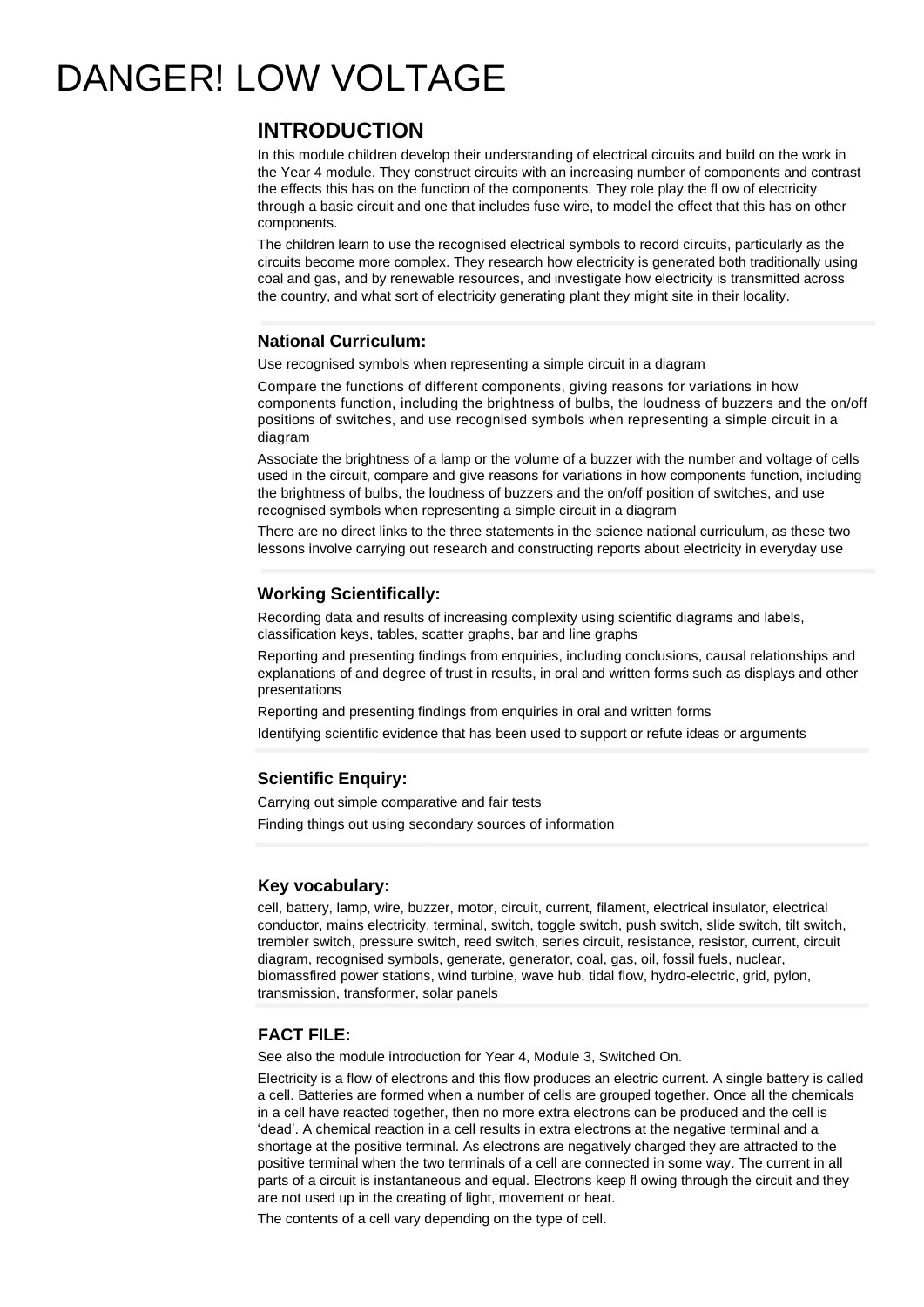# DANGER! LOW VOLTAGE

## INTRODUCTION

In this module children develop their understanding of electrical circuits and build on the work in the Year 4 module. They construct circuits with an increasing number of components and contrast the effects this has on the function of the components. They role play the fl ow of electricity through a basic circuit and one that includes fuse wire, to model the effect that this has on other components.

The children learn to use the recognised electrical symbols to record circuits, particularly as the circuits become more complex. They research how electricity is generated both traditionally using coal and gas, and by renewable resources, and investigate how electricity is transmitted across the country, and what sort of electricity generating plant they might site in their locality.

### National Curriculum:

Use recognised symbols when representing a simple circuit in a diagram

Compare the functions of different components, giving reasons for variations in how components function, including the brightness of bulbs, the loudness of buzzers and the on/off positions of switches, and use recognised symbols when representing a simple circuit in a diagram

Associate the brightness of a lamp or the volume of a buzzer with the number and voltage of cells used in the circuit, compare and give reasons for variations in how components function, including the brightness of bulbs, the loudness of buzzers and the on/off position of switches, and use recognised symbols when representing a simple circuit in a diagram

There are no direct links to the three statements in the science national curriculum, as these two lessons involve carrying out research and constructing reports about electricity in everyday use

### Working Scientifically:

Recording data and results of increasing complexity using scientific diagrams and labels, classification keys, tables, scatter graphs, bar and line graphs

Reporting and presenting findings from enquiries, including conclusions, causal relationships and explanations of and degree of trust in results, in oral and written forms such as displays and other presentations

Reporting and presenting findings from enquiries in oral and written forms

Identifying scientific evidence that has been used to support or refute ideas or arguments

### Scientific Enquiry:

Carrying out simple comparative and fair tests

Finding things out using secondary sources of information

### Key vocabulary:

cell, battery, lamp, wire, buzzer, motor, circuit, current, filament, electrical insulator, electrical conductor, mains electricity, terminal, switch, toggle switch, push switch, slide switch, tilt switch, trembler switch, pressure switch, reed switch, series circuit, resistance, resistor, current, circuit diagram, recognised symbols, generate, generator, coal, gas, oil, fossil fuels, nuclear, biomassfired power stations, wind turbine, wave hub, tidal flow, hydro-electric, grid, pylon, transmission, transformer, solar panels

### FACT FILE:

See also the module introduction for Year 4, Module 3, Switched On.

Electricity is a flow of electrons and this flow produces an electric current. A single battery is called a cell. Batteries are formed when a number of cells are grouped together. Once all the chemicals in a cell have reacted together, then no more extra electrons can be produced and the cell is 'dead'. A chemical reaction in a cell results in extra electrons at the negative terminal and a shortage at the positive terminal. As electrons are negatively charged they are attracted to the positive terminal when the two terminals of a cell are connected in some way. The current in all parts of a circuit is instantaneous and equal. Electrons keep fl owing through the circuit and they are not used up in the creating of light, movement or heat.

The contents of a cell vary depending on the type of cell.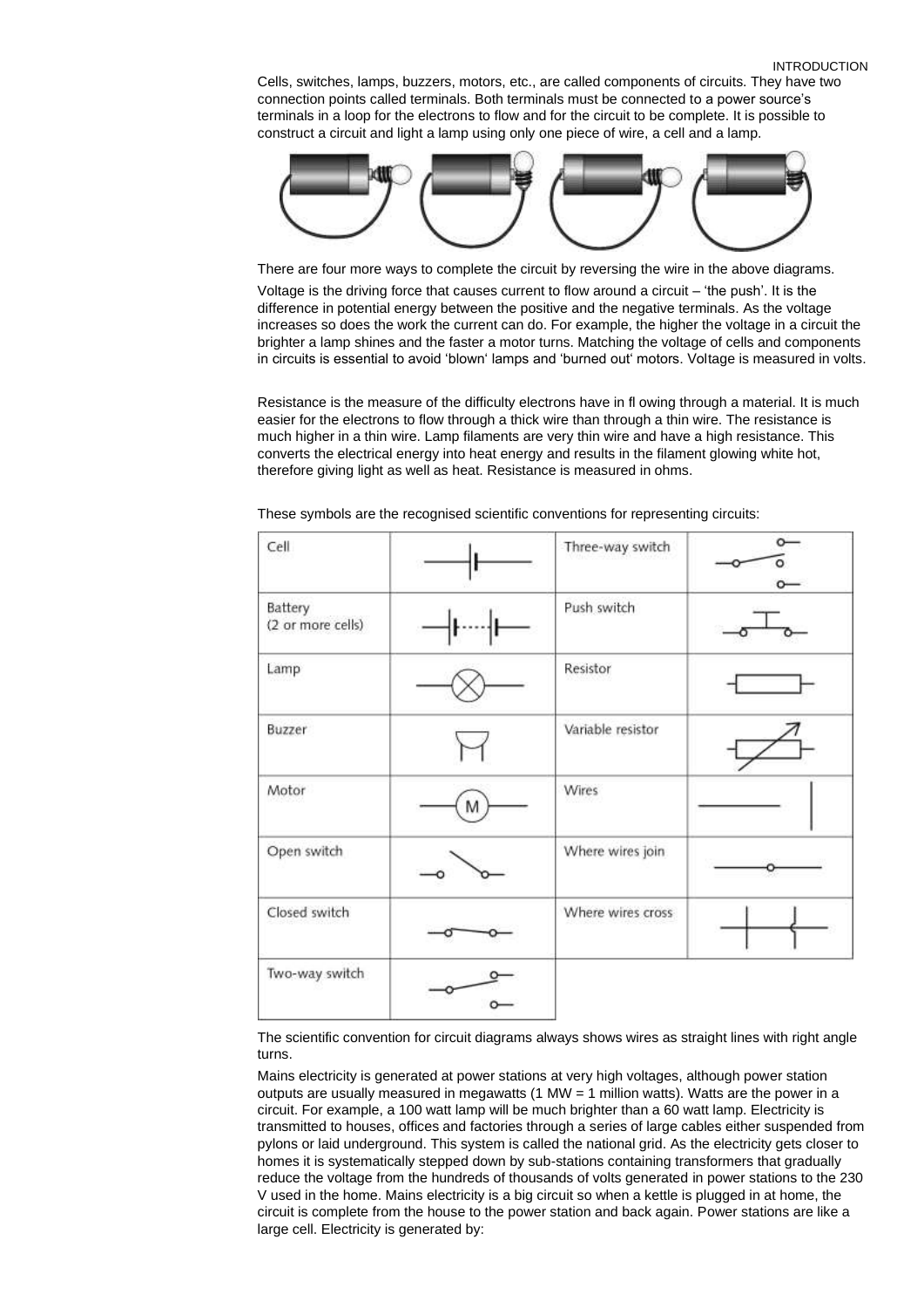Cells, switches, lamps, buzzers, motors, etc., are called components of circuits. They have two connection points called terminals. Both terminals must be connected to a power source's terminals in a loop for the electrons to flow and for the circuit to be complete. It is possible to construct a circuit and light a lamp using only one piece of wire, a cell and a lamp.

There are four more ways to complete the circuit by reversing the wire in the above diagrams.

Voltage is the driving force that causes current to flow around a circuit – 'the push'. It is the difference in potential energy between the positive and the negative terminals. As the voltage increases so does the work the current can do. For example, the higher the voltage in a circuit the brighter a lamp shines and the faster a motor turns. Matching the voltage of cells and components in circuits is essential to avoid 'blown' lamps and 'burned out' motors. Voltage is measured in volts.

Resistance is the measure of the difficulty electrons have in fl owing through a material. It is much easier for the electrons to flow through a thick wire than through a thin wire. The resistance is much higher in a thin wire. Lamp filaments are very thin wire and have a high resistance. This converts the electrical energy into heat energy and results in the filament glowing white hot, therefore giving light as well as heat. Resistance is measured in ohms.

These symbols are the recognised scientific conventions for representing circuits:

| Component | Symbol | Component | Symbol |
|---|---|---|---|
| Cell | | Three-way switch | |
| Battery (2 or more cells) | | Push switch | |
| Lamp | | Resistor | |
| Buzzer | | Variable resistor | |
| Motor | | Wires | |
| Open switch | | Where wires join | |
| Closed switch | | Where wires cross | |
| Two-way switch | | | |

The scientific convention for circuit diagrams always shows wires as straight lines with right angle turns.

Mains electricity is generated at power stations at very high voltages, although power station outputs are usually measured in megawatts (1 MW = 1 million watts). Watts are the power in a circuit. For example, a 100 watt lamp will be much brighter than a 60 watt lamp. Electricity is transmitted to houses, offices and factories through a series of large cables either suspended from pylons or laid underground. This system is called the national grid. As the electricity gets closer to homes it is systematically stepped down by sub-stations containing transformers that gradually reduce the voltage from the hundreds of thousands of volts generated in power stations to the 230 V used in the home. Mains electricity is a big circuit so when a kettle is plugged in at home, the circuit is complete from the house to the power station and back again. Power stations are like a large cell. Electricity is generated by: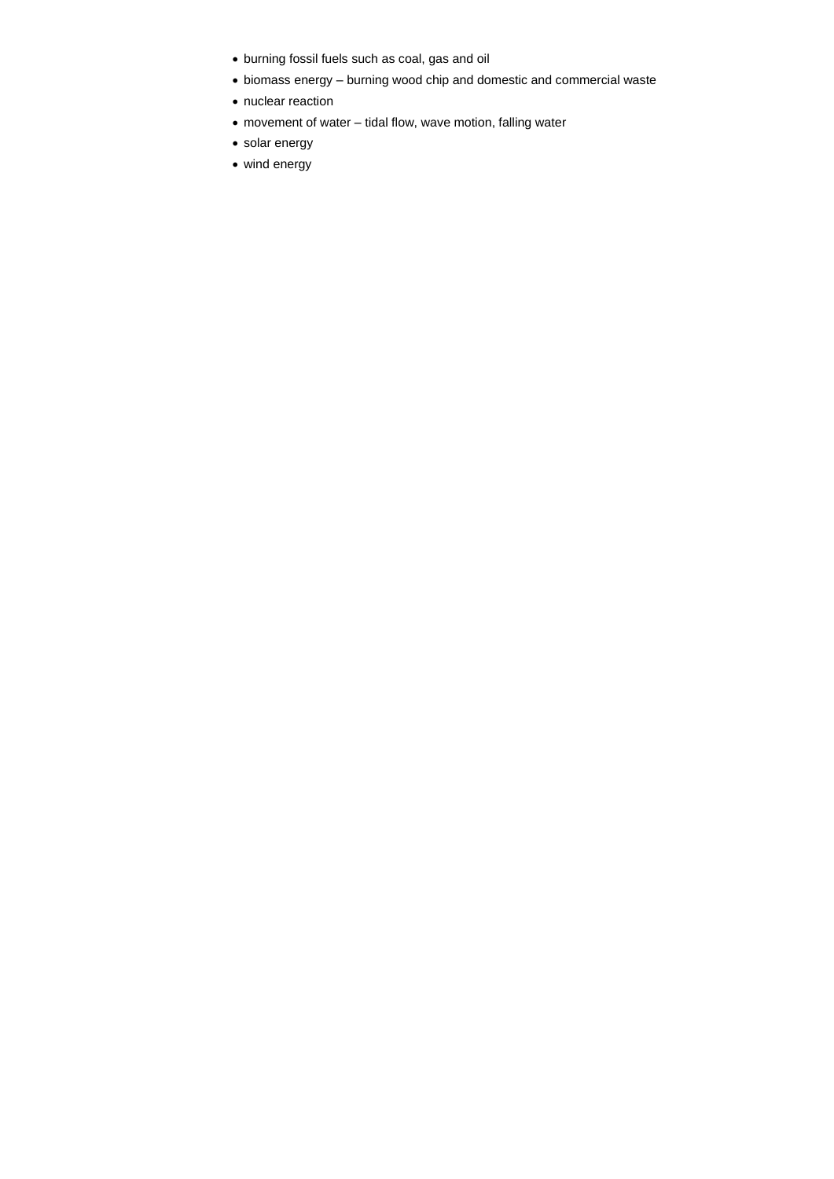- burning fossil fuels such as coal, gas and oil
- biomass energy – burning wood chip and domestic and commercial waste
- nuclear reaction
- movement of water – tidal flow, wave motion, falling water
- solar energy
- wind energy